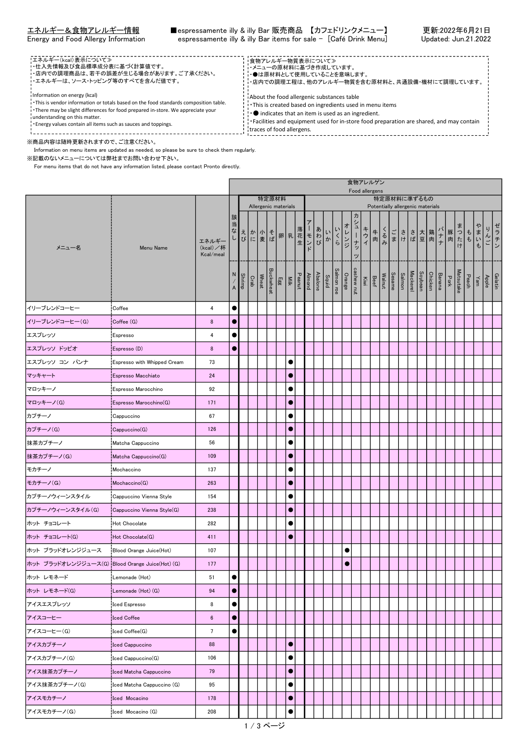# エネルギー＆食物アレルギー情報
Energy and Food Allergy Information

■espressamente illy & illy Bar 販売商品 【カフェドリンクメニュー】
espressamente illy & illy Bar items for sale - [Café Drink Menu]

更新:2022年6月21日
Updated: Jun.21.2022

≪エネルギー(kcal)表示について≫
・仕入先情報及び食品標準成分表に基づく計算値です。
・店内での調理商品は、若干の誤差が生じる場合があります。ご了承ください。
・エネルギーは、ソース・トッピング等のすべてを含んだ値です。

Information on energy (kcal)
・This is vendor information or totals based on the food standards composition table.
・There may be slight differences for food prepared in-store. We appreciate your understanding on this matter.
・Energy values contain all items such as sauces and toppings.

≪食物アレルギー物質表示について≫
・メニューの原材料に基づき作成しています。
・●は原材料として使用していることを意味します。
・店内での調理工程は、他のアレルギー物質を含む原材料と、共通設備・機材にて調理しています。

About the food allergenic substances table
・This is created based on ingredients used in menu items
・● indicates that an item is used as an ingredient.
・Facilities and equipment used for in-store food preparation are shared, and may contain traces of food allergens.

※商品内容は随時更新されますので、ご注意ください。
Information on menu items are updated as needed, so please be sure to check them regularly.
※記載のないメニューについては弊社までお問い合わせ下さい。
For menu items that do not have any information listed, please contact Pronto directly.

| メニュー名 | Menu Name | エネルギー(kcal)／杯 Kcal/meal | 食物アレルゲン Food allergens | | | | | | | | | | | | | | | | | | | | | | | | | | | | |
|---|---|---|---|---|---|---|---|---|---|---|---|---|---|---|---|---|---|---|---|---|---|---|---|---|---|---|---|---|---|---|---|
| | | | | 特定原材料 Allergenic materials | | | | | | | 特定原材料に準ずるもの Potentially allergenic materials | | | | | | | | | | | | | | | | | | | | |
| | | | 該当なし N/A | えび Shrimp | かに Crab | 小麦 Wheat | そば Buckwheat | 卵 Egg | 乳 Milk | 落花生 Peanut | アーモンド Almond | あわび Abalone | いか Squid | いくら Salmon roe | オレンジ Orange | カシューナッツ cashew nut | キウイ Kiwi | 牛肉 Beef | くるみ Walnut | ごま Sesame | さけ Salmon | さば Mackerel | 大豆 Soybean | 鶏肉 Chicken | バナナ Banana | 豚肉 Pork | まつたけ Matsutake | もも Peach | やまいも Yam | りんご Apple | ゼラチン Gelatin |
| イリーブレンドコーヒー | Coffee | 4 | ● | | | | | | | | | | | | | | | | | | | | | | | | | | | | |
| イリーブレンドコーヒー(G) | Coffee (G) | 8 | ● | | | | | | | | | | | | | | | | | | | | | | | | | | | | |
| エスプレッソ | Espresso | 4 | ● | | | | | | | | | | | | | | | | | | | | | | | | | | | | |
| エスプレッソ ドッピオ | Espresso (D) | 8 | ● | | | | | | | | | | | | | | | | | | | | | | | | | | | | |
| エスプレッソ コン パンナ | Espresso with Whipped Cream | 73 | | | | | | | ● | | | | | | | | | | | | | | | | | | | | | | |
| マッキャート | Espresso Macchiato | 24 | | | | | | | ● | | | | | | | | | | | | | | | | | | | | | | |
| マロッキーノ | Espresso Marocchino | 92 | | | | | | | ● | | | | | | | | | | | | | | | | | | | | | | |
| マロッキーノ(G) | Espresso Marocchino(G) | 171 | | | | | | | ● | | | | | | | | | | | | | | | | | | | | | | |
| カプチーノ | Cappuccino | 67 | | | | | | | ● | | | | | | | | | | | | | | | | | | | | | | |
| カプチーノ(G) | Cappuccino(G) | 126 | | | | | | | ● | | | | | | | | | | | | | | | | | | | | | | |
| 抹茶カプチーノ | Matcha Cappuccino | 56 | | | | | | | ● | | | | | | | | | | | | | | | | | | | | | | |
| 抹茶カプチーノ(G) | Matcha Cappuccino(G) | 109 | | | | | | | ● | | | | | | | | | | | | | | | | | | | | | | |
| モカチーノ | Mochaccino | 137 | | | | | | | ● | | | | | | | | | | | | | | | | | | | | | | |
| モカチーノ(G) | Mochaccino(G) | 263 | | | | | | | ● | | | | | | | | | | | | | | | | | | | | | | |
| カプチーノウィーンスタイル | Cappuccino Vienna Style | 154 | | | | | | | ● | | | | | | | | | | | | | | | | | | | | | | |
| カプチーノウィーンスタイル(G) | Cappuccino Vienna Style(G) | 238 | | | | | | | ● | | | | | | | | | | | | | | | | | | | | | | |
| ホット チョコレート | Hot Chocolate | 282 | | | | | | | ● | | | | | | | | | | | | | | | | | | | | | | |
| ホット チョコレート(G) | Hot Chocolate(G) | 411 | | | | | | | ● | | | | | | | | | | | | | | | | | | | | | | |
| ホット ブラッドオレンジジュース | Blood Orange Juice(Hot) | 107 | | | | | | | | | | | | | ● | | | | | | | | | | | | | | | | |
| ホット ブラッドオレンジジュース(G) | Blood Orange Juice(Hot) (G) | 177 | | | | | | | | | | | | | ● | | | | | | | | | | | | | | | | |
| ホット レモネード | Lemonade (Hot) | 51 | ● | | | | | | | | | | | | | | | | | | | | | | | | | | | | |
| ホット レモネード(G) | Lemonade (Hot) (G) | 94 | ● | | | | | | | | | | | | | | | | | | | | | | | | | | | | |
| アイスエスプレッソ | Iced Espresso | 8 | ● | | | | | | | | | | | | | | | | | | | | | | | | | | | | |
| アイスコーヒー | Iced Coffee | 6 | ● | | | | | | | | | | | | | | | | | | | | | | | | | | | | |
| アイスコーヒー(G) | Iced Coffee(G) | 7 | ● | | | | | | | | | | | | | | | | | | | | | | | | | | | | |
| アイスカプチーノ | Iced Cappuccino | 88 | | | | | | | ● | | | | | | | | | | | | | | | | | | | | | | |
| アイスカプチーノ(G) | Iced Cappuccino(G) | 106 | | | | | | | ● | | | | | | | | | | | | | | | | | | | | | | |
| アイス抹茶カプチーノ | Iced Matcha Cappuccino | 79 | | | | | | | ● | | | | | | | | | | | | | | | | | | | | | | |
| アイス抹茶カプチーノ(G) | Iced Matcha Cappuccino (G) | 95 | | | | | | | ● | | | | | | | | | | | | | | | | | | | | | | |
| アイスモカチーノ | Iced Mocacino | 178 | | | | | | | ● | | | | | | | | | | | | | | | | | | | | | | |
| アイスモカチーノ(G) | Iced Mocacino (G) | 208 | | | | | | | ● | | | | | | | | | | | | | | | | | | | | | | |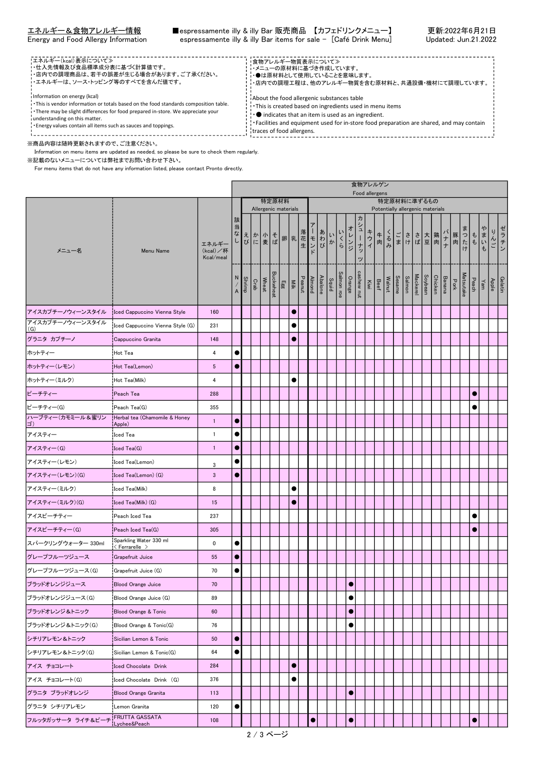## エネルギー＆食物アレルギー情報
Energy and Food Allergy Information

■espressamente illy & illy Bar 販売商品 【カフェドリンクメニュー】
espressamente illy & illy Bar items for sale - ［Café Drink Menu］

更新:2022年6月21日
Updated: Jun.21.2022

≪エネルギー(kcal)表示について≫
・仕入先情報及び食品標準成分表に基づく計算値です。
・店内での調理商品は、若干の誤差が生じる場合があります。ご了承ください。
・エネルギーは、ソース・トッピング等のすべてを含んだ値です。

Information on energy (kcal)
・This is vendor information or totals based on the food standards composition table.
・There may be slight differences for food prepared in-store. We appreciate your understanding on this matter.
・Energy values contain all items such as sauces and toppings.

≪食物アレルギー物質表示について≫
・メニューの原材料に基づき作成しています。
・●は原材料として使用していることを意味します。
・店内での調理工程は、他のアレルギー物質を含む原材料と、共通設備・機材にて調理しています。

About the food allergenic substances table
・This is created based on ingredients used in menu items
・● indicates that an item is used as an ingredient.
・Facilities and equipment used for in-store food preparation are shared, and may contain traces of food allergens.

※商品内容は随時更新されますので、ご注意ください。
Information on menu items are updated as needed, so please be sure to check them regularly.
※記載のないメニューについては弊社までお問い合わせ下さい。
For menu items that do not have any information listed, please contact Pronto directly.

| メニュー名 | Menu Name | エネルギー (kcal)／杯 Kcal/meal | 該当なし N/A | えび Shrimp | かに Crab | 小麦 Wheat | そば Buckwheat | 卵 Egg | 乳 Milk | 落花生 Peanut | アーモンド Almond | あわび Abalone | いか Squid | いくら Salmon roe | オレンジ Orange | カシューナッツ cashew nut | キウイ Kiwi | 牛肉 Beef | くるみ Walnut | ごま Sesame | さけ Salmon | さば Mackerel | 大豆 Soybean | 鶏肉 Chicken | バナナ Banana | 豚肉 Pork | まつたけ Matsutake | もも Peach | やまいも Yam | りんご Apple | ゼラチン Gelatin |
|---|---|---|---|---|---|---|---|---|---|---|---|---|---|---|---|---|---|---|---|---|---|---|---|---|---|---|---|---|---|---|---|
| | | | | 特定原材料 Allergenic materials | | | | | | | 特定原材料に準ずるもの Potentially allergenic materials | | | | | | | | | | | | | | | | | | | | |
| アイスカプチーノウィーンスタイル | Iced Cappuccino Vienna Style | 160 | | | | | | | ● | | | | | | | | | | | | | | | | | | | | | | |
| アイスカプチーノウィーンスタイル(G) | Iced Cappuccino Vienna Style (G) | 231 | | | | | | | ● | | | | | | | | | | | | | | | | | | | | | | |
| グラニタ カプチーノ | Cappuccino Granita | 148 | | | | | | | ● | | | | | | | | | | | | | | | | | | | | | | |
| ホットティー | Hot Tea | 4 | ● | | | | | | | | | | | | | | | | | | | | | | | | | | | | |
| ホットティー（レモン） | Hot Tea(Lemon) | 5 | ● | | | | | | | | | | | | | | | | | | | | | | | | | | | | |
| ホットティー（ミルク） | Hot Tea(Milk) | 4 | | | | | | | ● | | | | | | | | | | | | | | | | | | | | | | |
| ピーチティー | Peach Tea | 288 | | | | | | | | | | | | | | | | | | | | | | | | | | ● | | | |
| ピーチティー(G) | Peach Tea(G) | 355 | | | | | | | | | | | | | | | | | | | | | | | | | | ● | | | |
| ハーブティー（カモミール＆蜜リンゴ） | Herbal tea (Chamomile & Honey Apple) | 1 | ● | | | | | | | | | | | | | | | | | | | | | | | | | | | | |
| アイスティー | Iced Tea | 1 | ● | | | | | | | | | | | | | | | | | | | | | | | | | | | | |
| アイスティー(G) | Iced Tea(G) | 1 | ● | | | | | | | | | | | | | | | | | | | | | | | | | | | | |
| アイスティー（レモン） | Iced Tea(Lemon) | 3 | ● | | | | | | | | | | | | | | | | | | | | | | | | | | | | |
| アイスティー（レモン）(G) | Iced Tea(Lemon) (G) | 3 | ● | | | | | | | | | | | | | | | | | | | | | | | | | | | | |
| アイスティー（ミルク） | Iced Tea(Milk) | 8 | | | | | | | ● | | | | | | | | | | | | | | | | | | | | | | |
| アイスティー（ミルク）(G) | Iced Tea(Milk) (G) | 15 | | | | | | | ● | | | | | | | | | | | | | | | | | | | | | | |
| アイスピーチティー | Peach Iced Tea | 237 | | | | | | | | | | | | | | | | | | | | | | | | | | ● | | | |
| アイスピーチティー(G) | Peach Iced Tea(G) | 305 | | | | | | | | | | | | | | | | | | | | | | | | | | ● | | | |
| スパークリングウォーター 330ml | Sparkling Water 330 ml < Ferrarelle > | 0 | ● | | | | | | | | | | | | | | | | | | | | | | | | | | | | |
| グレープフルーツジュース | Grapefruit Juice | 55 | ● | | | | | | | | | | | | | | | | | | | | | | | | | | | | |
| グレープフルーツジュース(G) | Grapefruit Juice (G) | 70 | ● | | | | | | | | | | | | | | | | | | | | | | | | | | | | |
| ブラッドオレンジジュース | Blood Orange Juice | 70 | | | | | | | | | | | | | ● | | | | | | | | | | | | | | | | |
| ブラッドオレンジジュース(G) | Blood Orange Juice (G) | 89 | | | | | | | | | | | | | ● | | | | | | | | | | | | | | | | |
| ブラッドオレンジ＆トニック | Blood Orange & Tonic | 60 | | | | | | | | | | | | | ● | | | | | | | | | | | | | | | | |
| ブラッドオレンジ＆トニック(G) | Blood Orange & Tonic(G) | 76 | | | | | | | | | | | | | ● | | | | | | | | | | | | | | | | |
| シチリアレモン＆トニック | Sicilian Lemon & Tonic | 50 | ● | | | | | | | | | | | | | | | | | | | | | | | | | | | | |
| シチリアレモン＆トニック(G) | Sicilian Lemon & Tonic(G) | 64 | ● | | | | | | | | | | | | | | | | | | | | | | | | | | | | |
| アイス チョコレート | Iced Chocolate Drink | 284 | | | | | | | ● | | | | | | | | | | | | | | | | | | | | | | |
| アイス チョコレート(G) | Iced Chocolate Drink (G) | 376 | | | | | | | ● | | | | | | | | | | | | | | | | | | | | | | |
| グラニタ ブラッドオレンジ | Blood Orange Granita | 113 | | | | | | | | | | | | | ● | | | | | | | | | | | | | | | | |
| グラニタ シチリアレモン | Lemon Granita | 120 | ● | | | | | | | | | | | | | | | | | | | | | | | | | | | | |
| フルッタガッサータ ライチ＆ピーチ | FRUTTA GASSATA Lychee&Peach | 108 | | | | | | | | | ● | | | | ● | | | | | | | | | | | | | ● | | | |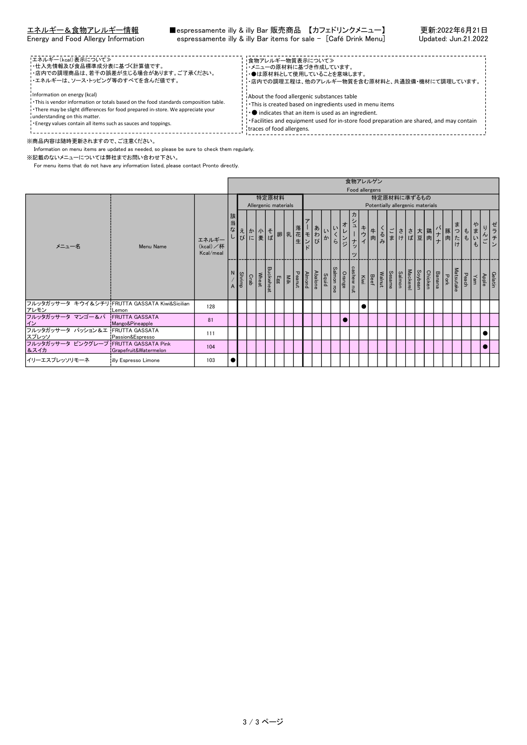# エネルギー＆食物アレルギー情報
Energy and Food Allergy Information

■espressamente illy & illy Bar 販売商品 【カフェドリンクメニュー】
espressamente illy & illy Bar items for sale － [Café Drink Menu]

更新:2022年6月21日
Updated: Jun.21.2022

エネルギー(kcal)表示について≫
・仕入先情報及び食品標準成分表に基づく計算値です。
・店内での調理商品は、若干の誤差が生じる場合があります。ご了承ください。
・エネルギーは、ソース・トッピング等のすべてを含んだ値です。

Information on energy (kcal)
・This is vendor information or totals based on the food standards composition table.
・There may be slight differences for food prepared in-store. We appreciate your understanding on this matter.
・Energy values contain all items such as sauces and toppings.

食物アレルギー物質表示について≫
・メニューの原材料に基づき作成しています。
・●は原材料として使用していることを意味します。
・店内での調理工程は、他のアレルギー物質を含む原材料と、共通設備・機材にて調理しています。

About the food allergenic substances table
・This is created based on ingredients used in menu items
・● indicates that an item is used as an ingredient.
・Facilities and equipment used for in-store food preparation are shared, and may contain traces of food allergens.

※商品内容は随時更新されますので、ご注意ください。
Information on menu items are updated as needed, so please be sure to check them regularly.
※記載のないメニューについては弊社までお問い合わせ下さい。
For menu items that do not have any information listed, please contact Pronto directly.

| メニュー名 | Menu Name | エネルギー (kcal)／杯 Kcal/meal | 食物アレルゲン Food allergens | | | | | | | | | | | | | | | | | | | | | | | | | | | | |
|---|---|---|---|---|---|---|---|---|---|---|---|---|---|---|---|---|---|---|---|---|---|---|---|---|---|---|---|---|---|---|---|
| | | | | 特定原材料 Allergenic materials | | | | | | | 特定原材料に準ずるもの Potentially allergenic materials | | | | | | | | | | | | | | | | | | | | |
| | | | 該当なし N/A | えび Shrimp | かに Crab | 小麦 Wheat | そば Buckwheat | 卵 Egg | 乳 Milk | 落花生 Peanut | アーモンド Almond | あわび Abalone | いか Squid | いくら Salmon roe | オレンジ Orange | カシューナッツ cashew nut | キウイ Kiwi | 牛肉 Beef | くるみ Walnut | ごま Sesame | さけ Salmon | さば Mackerel | 大豆 Soybean | 鶏肉 Chicken | バナナ Banana | 豚肉 Pork | まつたけ Matsutake | もも Peach | やまいも Yam | りんご Apple | ゼラチン Gelatin |
| フルッタガッサータ キウイ＆シチリアレモン | FRUTTA GASSATA Kiwi&Sicilian Lemon | 128 | | | | | | | | | | | | | | | ● | | | | | | | | | | | | | | |
| フルッタガッサータ マンゴー＆パイン | FRUTTA GASSATA Mango&Pineapple | 81 | | | | | | | | | | | | | ● | | | | | | | | | | | | | | | | |
| フルッタガッサータ パッション＆エスプレッソ | FRUTTA GASSATA Passion&Espresso | 111 | | | | | | | | | | | | | | | | | | | | | | | | | | | | ● | |
| フルッタガッサータ ピンクグレープ＆スイカ | FRUTTA GASSATA Pink Grapefruit&Watermelon | 104 | | | | | | | | | | | | | | | | | | | | | | | | | | | | ● | |
| イリーエスプレッソリモーネ | illy Espresso Limone | 103 | ● | | | | | | | | | | | | | | | | | | | | | | | | | | | | |